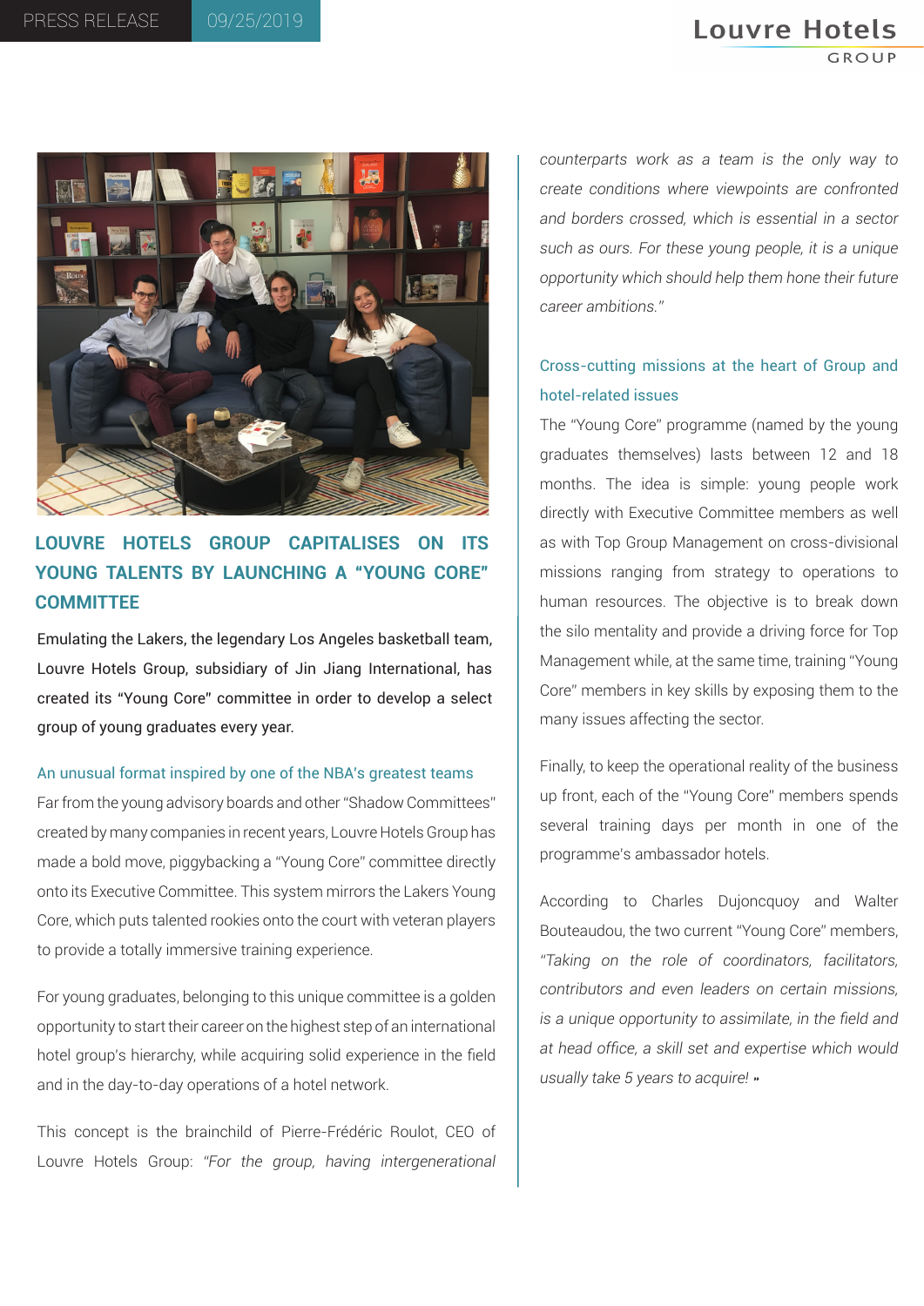PRESS RELEASE 09/25/2019

# LOUVRE HOTELS GROUP CAPITALISES ON ITS YOUNG TALENTS BY LAUNCHING A "YOUNG CORE" COMMITTEE

Emulating the Lakers, the legendary Los Angeles basketball team, Louvre Hotels Group, subsidiary of Jin Jiang International, has created its "Young Core" committee in order to develop a select group of young graduates every year.

## An unusual format inspired by one of the NBA's greatest teams

Far from the young advisory boards and other "Shadow Committees" created by many companies in recent years, Louvre Hotels Group has made a bold move, piggybacking a "Young Core" committee directly onto its Executive Committee. This system mirrors the Lakers Young Core, which puts talented rookies onto the court with veteran players to provide a totally immersive training experience.

For young graduates, belonging to this unique committee is a golden opportunity to start their career on the highest step of an international hotel group's hierarchy, while acquiring solid experience in the field and in the day-to-day operations of a hotel network.

This concept is the brainchild of Pierre-Frédéric Roulot, CEO of Louvre Hotels Group: *"For the group, having intergenerational counterparts work as a team is the only way to create conditions where viewpoints are confronted and borders crossed, which is essential in a sector such as ours. For these young people, it is a unique opportunity which should help them hone their future career ambitions."*

## Cross-cutting missions at the heart of Group and hotel-related issues

The "Young Core" programme (named by the young graduates themselves) lasts between 12 and 18 months. The idea is simple: young people work directly with Executive Committee members as well as with Top Group Management on cross-divisional missions ranging from strategy to operations to human resources. The objective is to break down the silo mentality and provide a driving force for Top Management while, at the same time, training "Young Core" members in key skills by exposing them to the many issues affecting the sector.

Finally, to keep the operational reality of the business up front, each of the "Young Core" members spends several training days per month in one of the programme's ambassador hotels.

According to Charles Dujoncquoy and Walter Bouteaudou, the two current "Young Core" members, *"Taking on the role of coordinators, facilitators, contributors and even leaders on certain missions, is a unique opportunity to assimilate, in the field and at head office, a skill set and expertise which would usually take 5 years to acquire! »*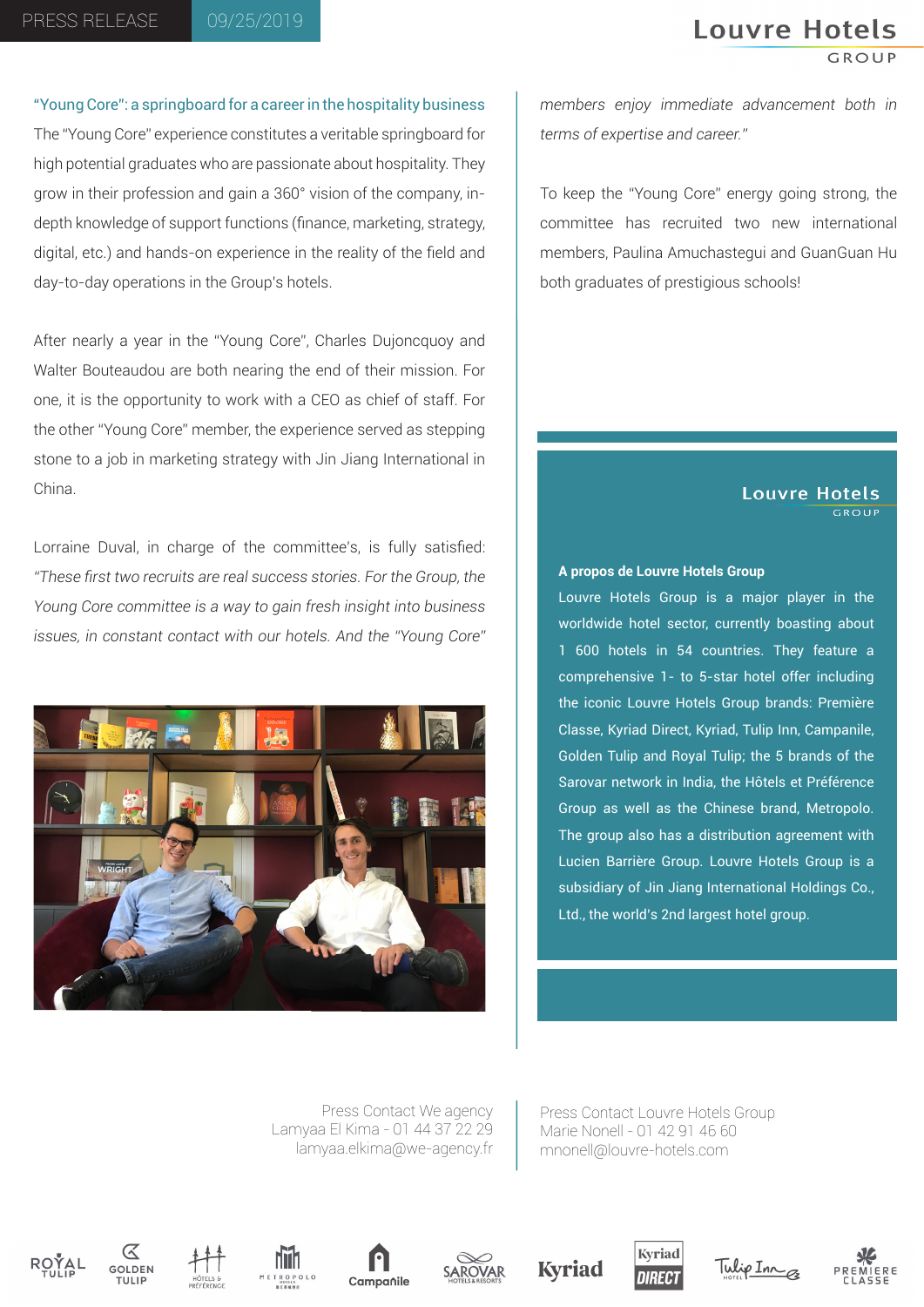## "Young Core": a springboard for a career in the hospitality business

The "Young Core" experience constitutes a veritable springboard for high potential graduates who are passionate about hospitality. They grow in their profession and gain a 360° vision of the company, in-depth knowledge of support functions (finance, marketing, strategy, digital, etc.) and hands-on experience in the reality of the field and day-to-day operations in the Group's hotels.

After nearly a year in the "Young Core", Charles Dujoncquoy and Walter Bouteaudou are both nearing the end of their mission. For one, it is the opportunity to work with a CEO as chief of staff. For the other "Young Core" member, the experience served as stepping stone to a job in marketing strategy with Jin Jiang International in China.

Lorraine Duval, in charge of the committee's, is fully satisfied: *"These first two recruits are real success stories. For the Group, the Young Core committee is a way to gain fresh insight into business issues, in constant contact with our hotels. And the "Young Core" members enjoy immediate advancement both in terms of expertise and career."*

To keep the "Young Core" energy going strong, the committee has recruited two new international members, Paulina Amuchastegui and GuanGuan Hu both graduates of prestigious schools!

**A propos de Louvre Hotels Group**

Louvre Hotels Group is a major player in the worldwide hotel sector, currently boasting about 1 600 hotels in 54 countries. They feature a comprehensive 1- to 5-star hotel offer including the iconic Louvre Hotels Group brands: Première Classe, Kyriad Direct, Kyriad, Tulip Inn, Campanile, Golden Tulip and Royal Tulip; the 5 brands of the Sarovar network in India, the Hôtels et Préférence Group as well as the Chinese brand, Metropolo. The group also has a distribution agreement with Lucien Barrière Group. Louvre Hotels Group is a subsidiary of Jin Jiang International Holdings Co., Ltd., the world's 2nd largest hotel group.

Press Contact We agency
Lamyaa El Kima - 01 44 37 22 29
lamyaa.elkima@we-agency.fr

Press Contact Louvre Hotels Group
Marie Nonell - 01 42 91 46 60
mnonell@louvre-hotels.com